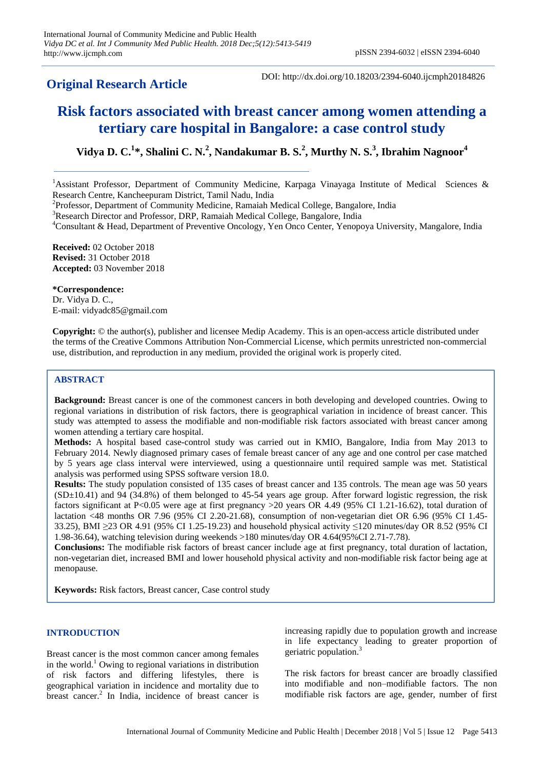**Original Research Article**

DOI: http://dx.doi.org/10.18203/2394-6040.ijcmph20184826

# Risk factors associated with breast cancer among women attending a tertiary care hospital in Bangalore: a case control study

**Vidya D. C.[1]\*, Shalini C. N.[2], Nandakumar B. S.[2], Murthy N. S.[3], Ibrahim Nagnoor[4]**

[1]Assistant Professor, Department of Community Medicine, Karpaga Vinayaga Institute of Medical Sciences & Research Centre, Kancheepuram District, Tamil Nadu, India

[2]Professor, Department of Community Medicine, Ramaiah Medical College, Bangalore, India

[3]Research Director and Professor, DRP, Ramaiah Medical College, Bangalore, India

[4]Consultant & Head, Department of Preventive Oncology, Yen Onco Center, Yenopoya University, Mangalore, India

**Received:** 02 October 2018
**Revised:** 31 October 2018
**Accepted:** 03 November 2018

**\*Correspondence:**
Dr. Vidya D. C.,
E-mail: vidyadc85@gmail.com

**Copyright:** © the author(s), publisher and licensee Medip Academy. This is an open-access article distributed under the terms of the Creative Commons Attribution Non-Commercial License, which permits unrestricted non-commercial use, distribution, and reproduction in any medium, provided the original work is properly cited.

## ABSTRACT

**Background:** Breast cancer is one of the commonest cancers in both developing and developed countries. Owing to regional variations in distribution of risk factors, there is geographical variation in incidence of breast cancer. This study was attempted to assess the modifiable and non-modifiable risk factors associated with breast cancer among women attending a tertiary care hospital.

**Methods:** A hospital based case-control study was carried out in KMIO, Bangalore, India from May 2013 to February 2014. Newly diagnosed primary cases of female breast cancer of any age and one control per case matched by 5 years age class interval were interviewed, using a questionnaire until required sample was met. Statistical analysis was performed using SPSS software version 18.0.

**Results:** The study population consisted of 135 cases of breast cancer and 135 controls. The mean age was 50 years (SD±10.41) and 94 (34.8%) of them belonged to 45-54 years age group. After forward logistic regression, the risk factors significant at P<0.05 were age at first pregnancy >20 years OR 4.49 (95% CI 1.21-16.62), total duration of lactation <48 months OR 7.96 (95% CI 2.20-21.68), consumption of non-vegetarian diet OR 6.96 (95% CI 1.45-33.25), BMI ≥23 OR 4.91 (95% CI 1.25-19.23) and household physical activity ≤120 minutes/day OR 8.52 (95% CI 1.98-36.64), watching television during weekends >180 minutes/day OR 4.64(95%CI 2.71-7.78).

**Conclusions:** The modifiable risk factors of breast cancer include age at first pregnancy, total duration of lactation, non-vegetarian diet, increased BMI and lower household physical activity and non-modifiable risk factor being age at menopause.

**Keywords:** Risk factors, Breast cancer, Case control study

## INTRODUCTION

Breast cancer is the most common cancer among females in the world.[1] Owing to regional variations in distribution of risk factors and differing lifestyles, there is geographical variation in incidence and mortality due to breast cancer.[2] In India, incidence of breast cancer is increasing rapidly due to population growth and increase in life expectancy leading to greater proportion of geriatric population.[3]

The risk factors for breast cancer are broadly classified into modifiable and non–modifiable factors. The non modifiable risk factors are age, gender, number of first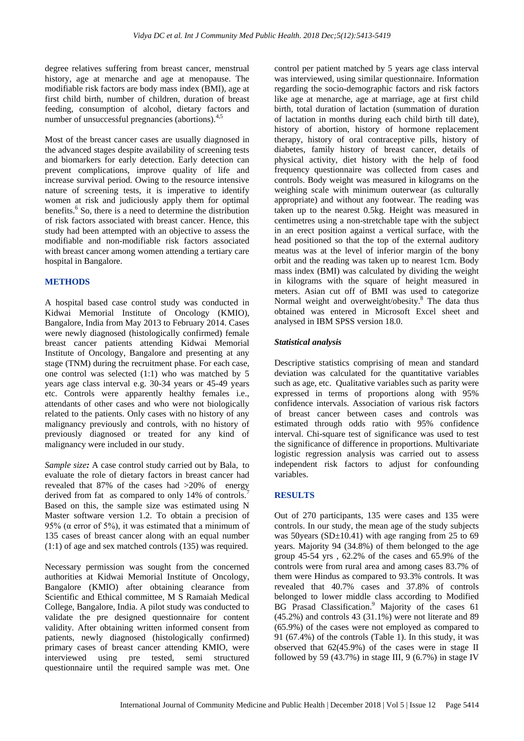degree relatives suffering from breast cancer, menstrual history, age at menarche and age at menopause. The modifiable risk factors are body mass index (BMI), age at first child birth, number of children, duration of breast feeding, consumption of alcohol, dietary factors and number of unsuccessful pregnancies (abortions).[4,5]

Most of the breast cancer cases are usually diagnosed in the advanced stages despite availability of screening tests and biomarkers for early detection. Early detection can prevent complications, improve quality of life and increase survival period. Owing to the resource intensive nature of screening tests, it is imperative to identify women at risk and judiciously apply them for optimal benefits.[6] So, there is a need to determine the distribution of risk factors associated with breast cancer. Hence, this study had been attempted with an objective to assess the modifiable and non-modifiable risk factors associated with breast cancer among women attending a tertiary care hospital in Bangalore.

## METHODS

A hospital based case control study was conducted in Kidwai Memorial Institute of Oncology (KMIO), Bangalore, India from May 2013 to February 2014. Cases were newly diagnosed (histologically confirmed) female breast cancer patients attending Kidwai Memorial Institute of Oncology, Bangalore and presenting at any stage (TNM) during the recruitment phase. For each case, one control was selected (1:1) who was matched by 5 years age class interval e.g. 30-34 years or 45-49 years etc. Controls were apparently healthy females i.e., attendants of other cases and who were not biologically related to the patients. Only cases with no history of any malignancy previously and controls, with no history of previously diagnosed or treated for any kind of malignancy were included in our study.

***Sample size:*** A case control study carried out by Bala, to evaluate the role of dietary factors in breast cancer had revealed that 87% of the cases had >20% of energy derived from fat as compared to only 14% of controls.[7] Based on this, the sample size was estimated using N Master software version 1.2. To obtain a precision of 95% (α error of 5%), it was estimated that a minimum of 135 cases of breast cancer along with an equal number (1:1) of age and sex matched controls (135) was required.

Necessary permission was sought from the concerned authorities at Kidwai Memorial Institute of Oncology, Bangalore (KMIO) after obtaining clearance from Scientific and Ethical committee, M S Ramaiah Medical College, Bangalore, India. A pilot study was conducted to validate the pre designed questionnaire for content validity. After obtaining written informed consent from patients, newly diagnosed (histologically confirmed) primary cases of breast cancer attending KMIO, were interviewed using pre tested, semi structured questionnaire until the required sample was met. One control per patient matched by 5 years age class interval was interviewed, using similar questionnaire. Information regarding the socio-demographic factors and risk factors like age at menarche, age at marriage, age at first child birth, total duration of lactation (summation of duration of lactation in months during each child birth till date), history of abortion, history of hormone replacement therapy, history of oral contraceptive pills, history of diabetes, family history of breast cancer, details of physical activity, diet history with the help of food frequency questionnaire was collected from cases and controls. Body weight was measured in kilograms on the weighing scale with minimum outerwear (as culturally appropriate) and without any footwear. The reading was taken up to the nearest 0.5kg. Height was measured in centimetres using a non-stretchable tape with the subject in an erect position against a vertical surface, with the head positioned so that the top of the external auditory meatus was at the level of inferior margin of the bony orbit and the reading was taken up to nearest 1cm. Body mass index (BMI) was calculated by dividing the weight in kilograms with the square of height measured in meters. Asian cut off of BMI was used to categorize Normal weight and overweight/obesity.[8] The data thus obtained was entered in Microsoft Excel sheet and analysed in IBM SPSS version 18.0.

### *Statistical analysis*

Descriptive statistics comprising of mean and standard deviation was calculated for the quantitative variables such as age, etc. Qualitative variables such as parity were expressed in terms of proportions along with 95% confidence intervals. Association of various risk factors of breast cancer between cases and controls was estimated through odds ratio with 95% confidence interval. Chi-square test of significance was used to test the significance of difference in proportions. Multivariate logistic regression analysis was carried out to assess independent risk factors to adjust for confounding variables.

## RESULTS

Out of 270 participants, 135 were cases and 135 were controls. In our study, the mean age of the study subjects was 50years (SD±10.41) with age ranging from 25 to 69 years. Majority 94 (34.8%) of them belonged to the age group 45-54 yrs , 62.2% of the cases and 65.9% of the controls were from rural area and among cases 83.7% of them were Hindus as compared to 93.3% controls. It was revealed that 40.7% cases and 37.8% of controls belonged to lower middle class according to Modified BG Prasad Classification.[9] Majority of the cases 61 (45.2%) and controls 43 (31.1%) were not literate and 89 (65.9%) of the cases were not employed as compared to 91 (67.4%) of the controls (Table 1). In this study, it was observed that 62(45.9%) of the cases were in stage II followed by 59 (43.7%) in stage III, 9 (6.7%) in stage IV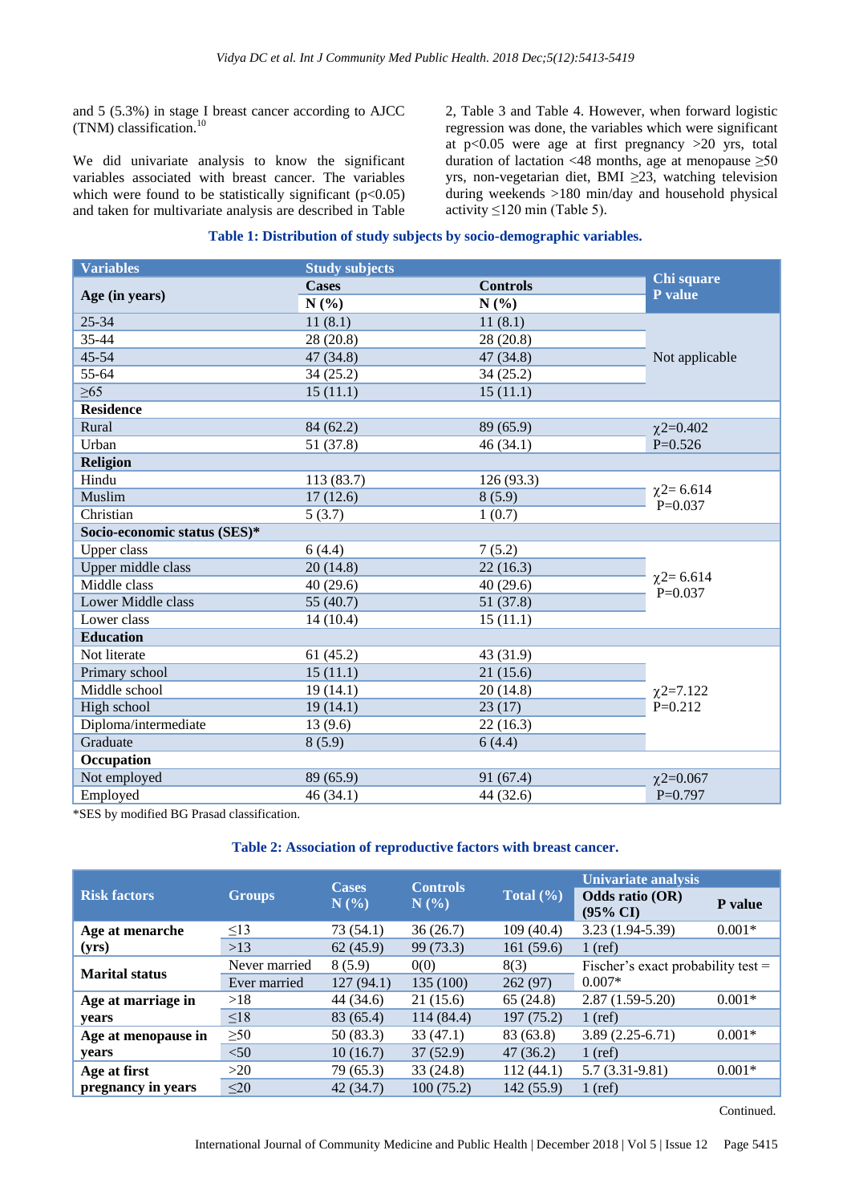and 5 (5.3%) in stage I breast cancer according to AJCC (TNM) classification.[10]

We did univariate analysis to know the significant variables associated with breast cancer. The variables which were found to be statistically significant (p<0.05) and taken for multivariate analysis are described in Table 2, Table 3 and Table 4. However, when forward logistic regression was done, the variables which were significant at p<0.05 were age at first pregnancy >20 yrs, total duration of lactation <48 months, age at menopause ≥50 yrs, non-vegetarian diet, BMI ≥23, watching television during weekends >180 min/day and household physical activity ≤120 min (Table 5).

**Table 1: Distribution of study subjects by socio-demographic variables.**

| Variables | Study subjects | | Chi square P value |
|---|---|---|---|
| Age (in years) | Cases N (%) | Controls N (%) | |
| 25-34 | 11 (8.1) | 11 (8.1) | Not applicable |
| 35-44 | 28 (20.8) | 28 (20.8) | |
| 45-54 | 47 (34.8) | 47 (34.8) | |
| 55-64 | 34 (25.2) | 34 (25.2) | |
| ≥65 | 15 (11.1) | 15 (11.1) | |
| **Residence** | | | |
| Rural | 84 (62.2) | 89 (65.9) | $\chi 2$=0.402 P=0.526 |
| Urban | 51 (37.8) | 46 (34.1) | |
| **Religion** | | | |
| Hindu | 113 (83.7) | 126 (93.3) | $\chi 2$= 6.614 P=0.037 |
| Muslim | 17 (12.6) | 8 (5.9) | |
| Christian | 5 (3.7) | 1 (0.7) | |
| **Socio-economic status (SES)*** | | | |
| Upper class | 6 (4.4) | 7 (5.2) | $\chi 2$= 6.614 P=0.037 |
| Upper middle class | 20 (14.8) | 22 (16.3) | |
| Middle class | 40 (29.6) | 40 (29.6) | |
| Lower Middle class | 55 (40.7) | 51 (37.8) | |
| Lower class | 14 (10.4) | 15 (11.1) | |
| **Education** | | | |
| Not literate | 61 (45.2) | 43 (31.9) | $\chi 2$=7.122 P=0.212 |
| Primary school | 15 (11.1) | 21 (15.6) | |
| Middle school | 19 (14.1) | 20 (14.8) | |
| High school | 19 (14.1) | 23 (17) | |
| Diploma/intermediate | 13 (9.6) | 22 (16.3) | |
| Graduate | 8 (5.9) | 6 (4.4) | |
| **Occupation** | | | |
| Not employed | 89 (65.9) | 91 (67.4) | $\chi 2$=0.067 P=0.797 |
| Employed | 46 (34.1) | 44 (32.6) | |

*SES by modified BG Prasad classification.

**Table 2: Association of reproductive factors with breast cancer.**

| Risk factors | Groups | Cases N (%) | Controls N (%) | Total (%) | Univariate analysis | |
|---|---|---|---|---|---|---|
| | | | | | Odds ratio (OR) (95% CI) | P value |
| **Age at menarche (yrs)** | ≤13 | 73 (54.1) | 36 (26.7) | 109 (40.4) | 3.23 (1.94-5.39) | 0.001* |
| | >13 | 62 (45.9) | 99 (73.3) | 161 (59.6) | 1 (ref) | |
| **Marital status** | Never married | 8 (5.9) | 0(0) | 8(3) | Fischer's exact probability test = 0.007* | |
| | Ever married | 127 (94.1) | 135 (100) | 262 (97) | | |
| **Age at marriage in years** | >18 | 44 (34.6) | 21 (15.6) | 65 (24.8) | 2.87 (1.59-5.20) | 0.001* |
| | ≤18 | 83 (65.4) | 114 (84.4) | 197 (75.2) | 1 (ref) | |
| **Age at menopause in years** | ≥50 | 50 (83.3) | 33 (47.1) | 83 (63.8) | 3.89 (2.25-6.71) | 0.001* |
| | <50 | 10 (16.7) | 37 (52.9) | 47 (36.2) | 1 (ref) | |
| **Age at first pregnancy in years** | >20 | 79 (65.3) | 33 (24.8) | 112 (44.1) | 5.7 (3.31-9.81) | 0.001* |
| | ≤20 | 42 (34.7) | 100 (75.2) | 142 (55.9) | 1 (ref) | |

Continued.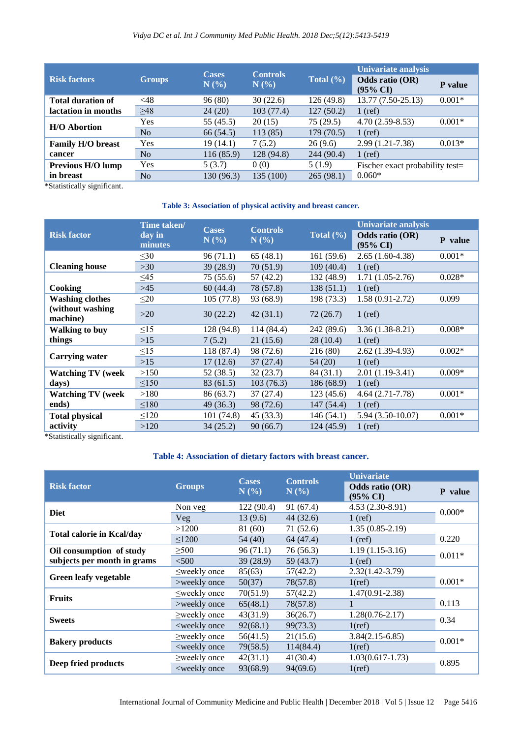| Risk factors | Groups | Cases N (%) | Controls N (%) | Total (%) | Univariate analysis | |
|---|---|---|---|---|---|---|
| | | | | | Odds ratio (OR) (95% CI) | P value |
| Total duration of lactation in months | <48 | 96 (80) | 30 (22.6) | 126 (49.8) | 13.77 (7.50-25.13) | 0.001* |
| | ≥48 | 24 (20) | 103 (77.4) | 127 (50.2) | 1 (ref) | |
| H/O Abortion | Yes | 55 (45.5) | 20 (15) | 75 (29.5) | 4.70 (2.59-8.53) | 0.001* |
| | No | 66 (54.5) | 113 (85) | 179 (70.5) | 1 (ref) | |
| Family H/O breast cancer | Yes | 19 (14.1) | 7 (5.2) | 26 (9.6) | 2.99 (1.21-7.38) | 0.013* |
| | No | 116 (85.9) | 128 (94.8) | 244 (90.4) | 1 (ref) | |
| Previous H/O lump in breast | Yes | 5 (3.7) | 0 (0) | 5 (1.9) | Fischer exact probability test= 0.060* | |
| | No | 130 (96.3) | 135 (100) | 265 (98.1) | | |

*Statistically significant.

**Table 3: Association of physical activity and breast cancer.**

| Risk factor | Time taken/ day in minutes | Cases N (%) | Controls N (%) | Total (%) | Univariate analysis | |
|---|---|---|---|---|---|---|
| | | | | | Odds ratio (OR) (95% CI) | P value |
| Cleaning house | ≤30 | 96 (71.1) | 65 (48.1) | 161 (59.6) | 2.65 (1.60-4.38) | 0.001* |
| | >30 | 39 (28.9) | 70 (51.9) | 109 (40.4) | 1 (ref) | |
| Cooking | ≤45 | 75 (55.6) | 57 (42.2) | 132 (48.9) | 1.71 (1.05-2.76) | 0.028* |
| | >45 | 60 (44.4) | 78 (57.8) | 138 (51.1) | 1 (ref) | |
| Washing clothes (without washing machine) | ≤20 | 105 (77.8) | 93 (68.9) | 198 (73.3) | 1.58 (0.91-2.72) | 0.099 |
| | >20 | 30 (22.2) | 42 (31.1) | 72 (26.7) | 1 (ref) | |
| Walking to buy things | ≤15 | 128 (94.8) | 114 (84.4) | 242 (89.6) | 3.36 (1.38-8.21) | 0.008* |
| | >15 | 7 (5.2) | 21 (15.6) | 28 (10.4) | 1 (ref) | |
| Carrying water | ≤15 | 118 (87.4) | 98 (72.6) | 216 (80) | 2.62 (1.39-4.93) | 0.002* |
| | >15 | 17 (12.6) | 37 (27.4) | 54 (20) | 1 (ref) | |
| Watching TV (week days) | >150 | 52 (38.5) | 32 (23.7) | 84 (31.1) | 2.01 (1.19-3.41) | 0.009* |
| | ≤150 | 83 (61.5) | 103 (76.3) | 186 (68.9) | 1 (ref) | |
| Watching TV (week ends) | >180 | 86 (63.7) | 37 (27.4) | 123 (45.6) | 4.64 (2.71-7.78) | 0.001* |
| | ≤180 | 49 (36.3) | 98 (72.6) | 147 (54.4) | 1 (ref) | |
| Total physical activity | ≤120 | 101 (74.8) | 45 (33.3) | 146 (54.1) | 5.94 (3.50-10.07) | 0.001* |
| | >120 | 34 (25.2) | 90 (66.7) | 124 (45.9) | 1 (ref) | |

*Statistically significant.

**Table 4: Association of dietary factors with breast cancer.**

| Risk factor | Groups | Cases N (%) | Controls N (%) | Univariate | |
|---|---|---|---|---|---|
| | | | | Odds ratio (OR) (95% CI) | P value |
| Diet | Non veg | 122 (90.4) | 91 (67.4) | 4.53 (2.30-8.91) | 0.000* |
| | Veg | 13 (9.6) | 44 (32.6) | 1 (ref) | |
| Total calorie in Kcal/day | >1200 | 81 (60) | 71 (52.6) | 1.35 (0.85-2.19) | 0.220 |
| | ≤1200 | 54 (40) | 64 (47.4) | 1 (ref) | |
| Oil consumption of study subjects per month in grams | ≥500 | 96 (71.1) | 76 (56.3) | 1.19 (1.15-3.16) | 0.011* |
| | <500 | 39 (28.9) | 59 (43.7) | 1 (ref) | |
| Green leafy vegetable | ≤weekly once | 85(63) | 57(42.2) | 2.32(1.42-3.79) | 0.001* |
| | >weekly once | 50(37) | 78(57.8) | 1(ref) | |
| Fruits | ≤weekly once | 70(51.9) | 57(42.2) | 1.47(0.91-2.38) | 0.113 |
| | >weekly once | 65(48.1) | 78(57.8) | 1 | |
| Sweets | ≥weekly once | 43(31.9) | 36(26.7) | 1.28(0.76-2.17) | 0.34 |
| | <weekly once | 92(68.1) | 99(73.3) | 1(ref) | |
| Bakery products | ≥weekly once | 56(41.5) | 21(15.6) | 3.84(2.15-6.85) | 0.001* |
| | <weekly once | 79(58.5) | 114(84.4) | 1(ref) | |
| Deep fried products | ≥weekly once | 42(31.1) | 41(30.4) | 1.03(0.617-1.73) | 0.895 |
| | <weekly once | 93(68.9) | 94(69.6) | 1(ref) | |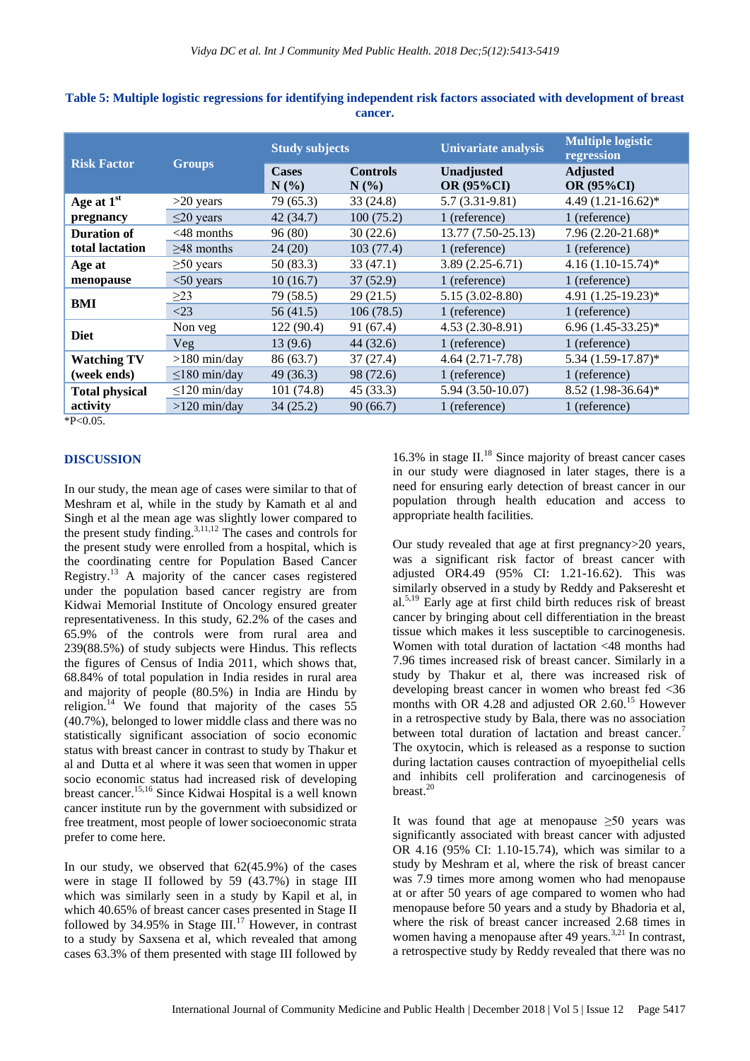**Table 5: Multiple logistic regressions for identifying independent risk factors associated with development of breast cancer.**

| Risk Factor | Groups | Study subjects | | Univariate analysis | Multiple logistic regression |
|---|---|---|---|---|---|
| | | Cases N (%) | Controls N (%) | Unadjusted OR (95%CI) | Adjusted OR (95%CI) |
| Age at 1st pregnancy | >20 years | 79 (65.3) | 33 (24.8) | 5.7 (3.31-9.81) | 4.49 (1.21-16.62)* |
| | ≤20 years | 42 (34.7) | 100 (75.2) | 1 (reference) | 1 (reference) |
| Duration of total lactation | <48 months | 96 (80) | 30 (22.6) | 13.77 (7.50-25.13) | 7.96 (2.20-21.68)* |
| | ≥48 months | 24 (20) | 103 (77.4) | 1 (reference) | 1 (reference) |
| Age at menopause | ≥50 years | 50 (83.3) | 33 (47.1) | 3.89 (2.25-6.71) | 4.16 (1.10-15.74)* |
| | <50 years | 10 (16.7) | 37 (52.9) | 1 (reference) | 1 (reference) |
| BMI | ≥23 | 79 (58.5) | 29 (21.5) | 5.15 (3.02-8.80) | 4.91 (1.25-19.23)* |
| | <23 | 56 (41.5) | 106 (78.5) | 1 (reference) | 1 (reference) |
| Diet | Non veg | 122 (90.4) | 91 (67.4) | 4.53 (2.30-8.91) | 6.96 (1.45-33.25)* |
| | Veg | 13 (9.6) | 44 (32.6) | 1 (reference) | 1 (reference) |
| Watching TV (week ends) | >180 min/day | 86 (63.7) | 37 (27.4) | 4.64 (2.71-7.78) | 5.34 (1.59-17.87)* |
| | ≤180 min/day | 49 (36.3) | 98 (72.6) | 1 (reference) | 1 (reference) |
| Total physical activity | ≤120 min/day | 101 (74.8) | 45 (33.3) | 5.94 (3.50-10.07) | 8.52 (1.98-36.64)* |
| | >120 min/day | 34 (25.2) | 90 (66.7) | 1 (reference) | 1 (reference) |

*P<0.05.

## DISCUSSION

In our study, the mean age of cases were similar to that of Meshram et al, while in the study by Kamath et al and Singh et al the mean age was slightly lower compared to the present study finding.[3,11,12] The cases and controls for the present study were enrolled from a hospital, which is the coordinating centre for Population Based Cancer Registry.[13] A majority of the cancer cases registered under the population based cancer registry are from Kidwai Memorial Institute of Oncology ensured greater representativeness. In this study, 62.2% of the cases and 65.9% of the controls were from rural area and 239(88.5%) of study subjects were Hindus. This reflects the figures of Census of India 2011, which shows that, 68.84% of total population in India resides in rural area and majority of people (80.5%) in India are Hindu by religion.[14] We found that majority of the cases 55 (40.7%), belonged to lower middle class and there was no statistically significant association of socio economic status with breast cancer in contrast to study by Thakur et al and Dutta et al where it was seen that women in upper socio economic status had increased risk of developing breast cancer.[15,16] Since Kidwai Hospital is a well known cancer institute run by the government with subsidized or free treatment, most people of lower socioeconomic strata prefer to come here.

In our study, we observed that 62(45.9%) of the cases were in stage II followed by 59 (43.7%) in stage III which was similarly seen in a study by Kapil et al, in which 40.65% of breast cancer cases presented in Stage II followed by 34.95% in Stage III.[17] However, in contrast to a study by Saxsena et al, which revealed that among cases 63.3% of them presented with stage III followed by 16.3% in stage II.[18] Since majority of breast cancer cases in our study were diagnosed in later stages, there is a need for ensuring early detection of breast cancer in our population through health education and access to appropriate health facilities.

Our study revealed that age at first pregnancy>20 years, was a significant risk factor of breast cancer with adjusted OR4.49 (95% CI: 1.21-16.62). This was similarly observed in a study by Reddy and Pakseresht et al.[5,19] Early age at first child birth reduces risk of breast cancer by bringing about cell differentiation in the breast tissue which makes it less susceptible to carcinogenesis. Women with total duration of lactation <48 months had 7.96 times increased risk of breast cancer. Similarly in a study by Thakur et al, there was increased risk of developing breast cancer in women who breast fed <36 months with OR 4.28 and adjusted OR 2.60.[15] However in a retrospective study by Bala, there was no association between total duration of lactation and breast cancer.[7] The oxytocin, which is released as a response to suction during lactation causes contraction of myoepithelial cells and inhibits cell proliferation and carcinogenesis of breast.[20]

It was found that age at menopause ≥50 years was significantly associated with breast cancer with adjusted OR 4.16 (95% CI: 1.10-15.74), which was similar to a study by Meshram et al, where the risk of breast cancer was 7.9 times more among women who had menopause at or after 50 years of age compared to women who had menopause before 50 years and a study by Bhadoria et al, where the risk of breast cancer increased 2.68 times in women having a menopause after 49 years.[3,21] In contrast, a retrospective study by Reddy revealed that there was no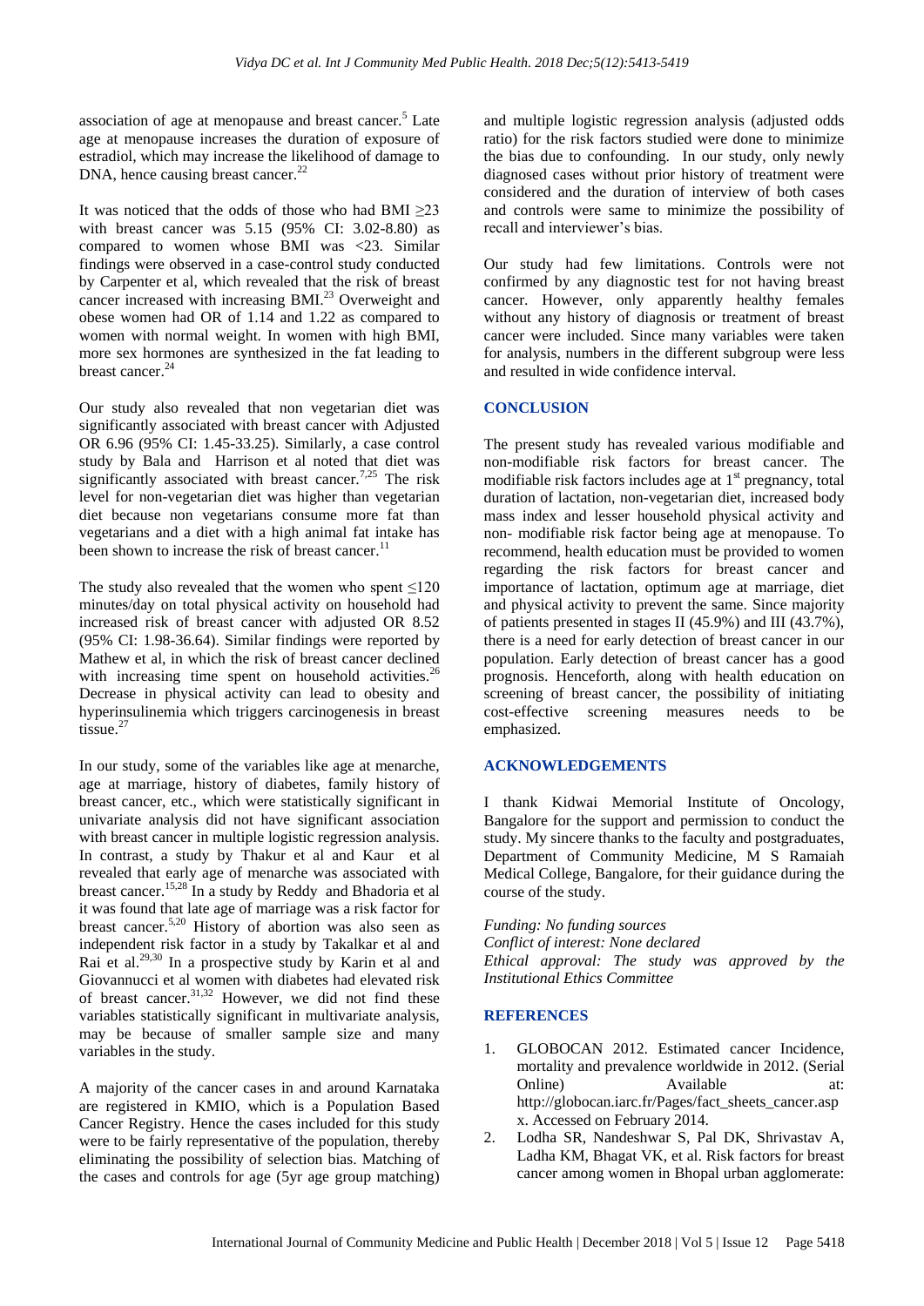association of age at menopause and breast cancer.[5] Late age at menopause increases the duration of exposure of estradiol, which may increase the likelihood of damage to DNA, hence causing breast cancer.[22]

It was noticed that the odds of those who had BMI ≥23 with breast cancer was 5.15 (95% CI: 3.02-8.80) as compared to women whose BMI was <23. Similar findings were observed in a case-control study conducted by Carpenter et al, which revealed that the risk of breast cancer increased with increasing BMI.[23] Overweight and obese women had OR of 1.14 and 1.22 as compared to women with normal weight. In women with high BMI, more sex hormones are synthesized in the fat leading to breast cancer.[24]

Our study also revealed that non vegetarian diet was significantly associated with breast cancer with Adjusted OR 6.96 (95% CI: 1.45-33.25). Similarly, a case control study by Bala and Harrison et al noted that diet was significantly associated with breast cancer.[7,25] The risk level for non-vegetarian diet was higher than vegetarian diet because non vegetarians consume more fat than vegetarians and a diet with a high animal fat intake has been shown to increase the risk of breast cancer.[11]

The study also revealed that the women who spent ≤120 minutes/day on total physical activity on household had increased risk of breast cancer with adjusted OR 8.52 (95% CI: 1.98-36.64). Similar findings were reported by Mathew et al, in which the risk of breast cancer declined with increasing time spent on household activities.[26] Decrease in physical activity can lead to obesity and hyperinsulinemia which triggers carcinogenesis in breast tissue.[27]

In our study, some of the variables like age at menarche, age at marriage, history of diabetes, family history of breast cancer, etc., which were statistically significant in univariate analysis did not have significant association with breast cancer in multiple logistic regression analysis. In contrast, a study by Thakur et al and Kaur et al revealed that early age of menarche was associated with breast cancer.[15,28] In a study by Reddy and Bhadoria et al it was found that late age of marriage was a risk factor for breast cancer.[5,20] History of abortion was also seen as independent risk factor in a study by Takalkar et al and Rai et al.[29,30] In a prospective study by Karin et al and Giovannucci et al women with diabetes had elevated risk of breast cancer.[31,32] However, we did not find these variables statistically significant in multivariate analysis, may be because of smaller sample size and many variables in the study.

A majority of the cancer cases in and around Karnataka are registered in KMIO, which is a Population Based Cancer Registry. Hence the cases included for this study were to be fairly representative of the population, thereby eliminating the possibility of selection bias. Matching of the cases and controls for age (5yr age group matching) and multiple logistic regression analysis (adjusted odds ratio) for the risk factors studied were done to minimize the bias due to confounding. In our study, only newly diagnosed cases without prior history of treatment were considered and the duration of interview of both cases and controls were same to minimize the possibility of recall and interviewer's bias.

Our study had few limitations. Controls were not confirmed by any diagnostic test for not having breast cancer. However, only apparently healthy females without any history of diagnosis or treatment of breast cancer were included. Since many variables were taken for analysis, numbers in the different subgroup were less and resulted in wide confidence interval.

## CONCLUSION

The present study has revealed various modifiable and non-modifiable risk factors for breast cancer. The modifiable risk factors includes age at 1st pregnancy, total duration of lactation, non-vegetarian diet, increased body mass index and lesser household physical activity and non- modifiable risk factor being age at menopause. To recommend, health education must be provided to women regarding the risk factors for breast cancer and importance of lactation, optimum age at marriage, diet and physical activity to prevent the same. Since majority of patients presented in stages II (45.9%) and III (43.7%), there is a need for early detection of breast cancer in our population. Early detection of breast cancer has a good prognosis. Henceforth, along with health education on screening of breast cancer, the possibility of initiating cost-effective screening measures needs to be emphasized.

## ACKNOWLEDGEMENTS

I thank Kidwai Memorial Institute of Oncology, Bangalore for the support and permission to conduct the study. My sincere thanks to the faculty and postgraduates, Department of Community Medicine, M S Ramaiah Medical College, Bangalore, for their guidance during the course of the study.

*Funding: No funding sources*
*Conflict of interest: None declared*
*Ethical approval: The study was approved by the Institutional Ethics Committee*

## REFERENCES

1. GLOBOCAN 2012. Estimated cancer Incidence, mortality and prevalence worldwide in 2012. (Serial Online) Available at: http://globocan.iarc.fr/Pages/fact_sheets_cancer.aspx. Accessed on February 2014.
2. Lodha SR, Nandeshwar S, Pal DK, Shrivastav A, Ladha KM, Bhagat VK, et al. Risk factors for breast cancer among women in Bhopal urban agglomerate: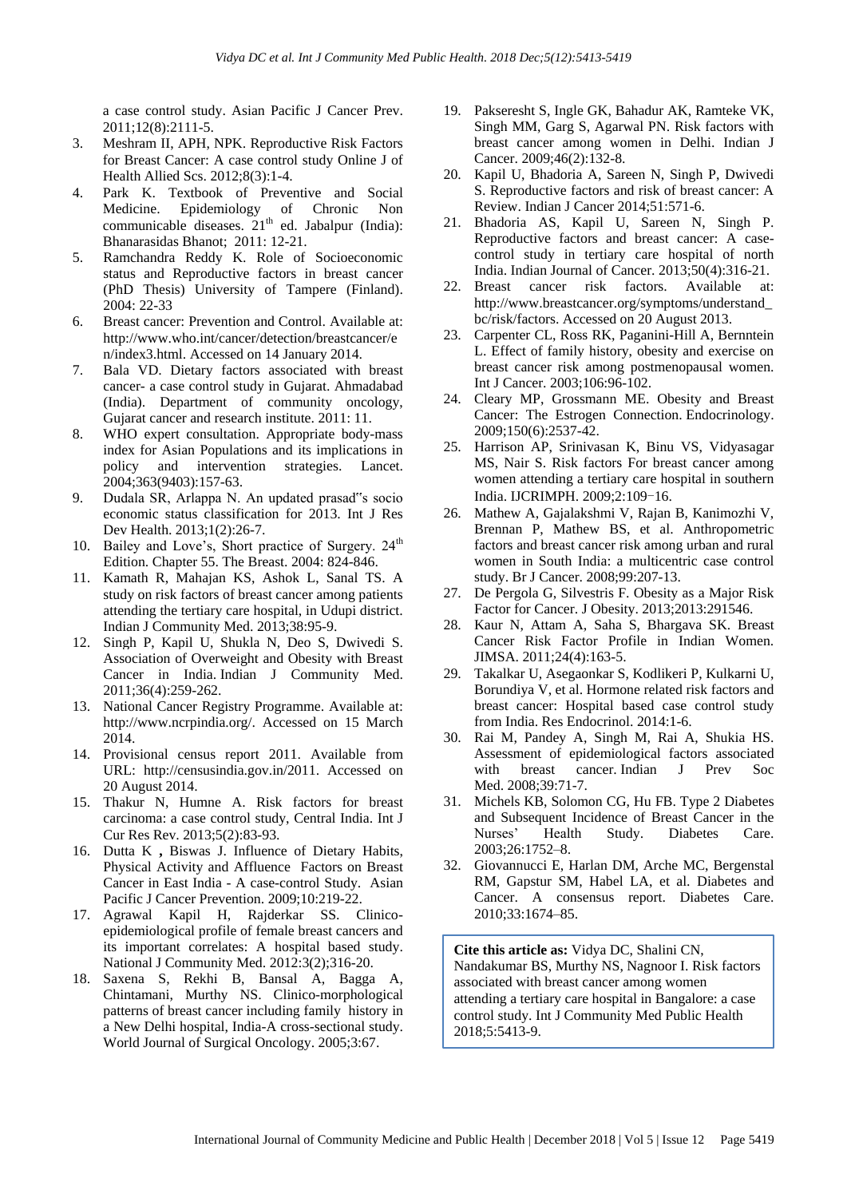a case control study. Asian Pacific J Cancer Prev. 2011;12(8):2111-5.

3. Meshram II, APH, NPK. Reproductive Risk Factors for Breast Cancer: A case control study Online J of Health Allied Scs. 2012;8(3):1-4.
4. Park K. Textbook of Preventive and Social Medicine. Epidemiology of Chronic Non communicable diseases. 21[th] ed. Jabalpur (India): Bhanarasidas Bhanot; 2011: 12-21.
5. Ramchandra Reddy K. Role of Socioeconomic status and Reproductive factors in breast cancer (PhD Thesis) University of Tampere (Finland). 2004: 22-33
6. Breast cancer: Prevention and Control. Available at: http://www.who.int/cancer/detection/breastcancer/en/index3.html. Accessed on 14 January 2014.
7. Bala VD. Dietary factors associated with breast cancer- a case control study in Gujarat. Ahmadabad (India). Department of community oncology, Gujarat cancer and research institute. 2011: 11.
8. WHO expert consultation. Appropriate body-mass index for Asian Populations and its implications in policy and intervention strategies. Lancet. 2004;363(9403):157-63.
9. Dudala SR, Arlappa N. An updated prasad"s socio economic status classification for 2013. Int J Res Dev Health. 2013;1(2):26-7.
10. Bailey and Love's, Short practice of Surgery. 24[th] Edition. Chapter 55. The Breast. 2004: 824-846.
11. Kamath R, Mahajan KS, Ashok L, Sanal TS. A study on risk factors of breast cancer among patients attending the tertiary care hospital, in Udupi district. Indian J Community Med. 2013;38:95-9.
12. Singh P, Kapil U, Shukla N, Deo S, Dwivedi S. Association of Overweight and Obesity with Breast Cancer in India. Indian J Community Med. 2011;36(4):259-262.
13. National Cancer Registry Programme. Available at: http://www.ncrpindia.org/. Accessed on 15 March 2014.
14. Provisional census report 2011. Available from URL: http://censusindia.gov.in/2011. Accessed on 20 August 2014.
15. Thakur N, Humne A. Risk factors for breast carcinoma: a case control study, Central India. Int J Cur Res Rev. 2013;5(2):83-93.
16. Dutta K , Biswas J. Influence of Dietary Habits, Physical Activity and Affluence Factors on Breast Cancer in East India - A case-control Study. Asian Pacific J Cancer Prevention. 2009;10:219-22.
17. Agrawal Kapil H, Rajderkar SS. Clinico-epidemiological profile of female breast cancers and its important correlates: A hospital based study. National J Community Med. 2012:3(2);316-20.
18. Saxena S, Rekhi B, Bansal A, Bagga A, Chintamani, Murthy NS. Clinico-morphological patterns of breast cancer including family history in a New Delhi hospital, India-A cross-sectional study. World Journal of Surgical Oncology. 2005;3:67.
19. Pakseresht S, Ingle GK, Bahadur AK, Ramteke VK, Singh MM, Garg S, Agarwal PN. Risk factors with breast cancer among women in Delhi. Indian J Cancer. 2009;46(2):132-8.
20. Kapil U, Bhadoria A, Sareen N, Singh P, Dwivedi S. Reproductive factors and risk of breast cancer: A Review. Indian J Cancer 2014;51:571-6.
21. Bhadoria AS, Kapil U, Sareen N, Singh P. Reproductive factors and breast cancer: A case-control study in tertiary care hospital of north India. Indian Journal of Cancer. 2013;50(4):316-21.
22. Breast cancer risk factors. Available at: http://www.breastcancer.org/symptoms/understand_bc/risk/factors. Accessed on 20 August 2013.
23. Carpenter CL, Ross RK, Paganini-Hill A, Bernntein L. Effect of family history, obesity and exercise on breast cancer risk among postmenopausal women. Int J Cancer. 2003;106:96-102.
24. Cleary MP, Grossmann ME. Obesity and Breast Cancer: The Estrogen Connection. Endocrinology. 2009;150(6):2537-42.
25. Harrison AP, Srinivasan K, Binu VS, Vidyasagar MS, Nair S. Risk factors For breast cancer among women attending a tertiary care hospital in southern India. IJCRIMPH. 2009;2:109–16.
26. Mathew A, Gajalakshmi V, Rajan B, Kanimozhi V, Brennan P, Mathew BS, et al. Anthropometric factors and breast cancer risk among urban and rural women in South India: a multicentric case control study. Br J Cancer. 2008;99:207-13.
27. De Pergola G, Silvestris F. Obesity as a Major Risk Factor for Cancer. J Obesity. 2013;2013:291546.
28. Kaur N, Attam A, Saha S, Bhargava SK. Breast Cancer Risk Factor Profile in Indian Women. JIMSA. 2011;24(4):163-5.
29. Takalkar U, Asegaonkar S, Kodlikeri P, Kulkarni U, Borundiya V, et al. Hormone related risk factors and breast cancer: Hospital based case control study from India. Res Endocrinol. 2014:1-6.
30. Rai M, Pandey A, Singh M, Rai A, Shukia HS. Assessment of epidemiological factors associated with breast cancer. Indian J Prev Soc Med. 2008;39:71-7.
31. Michels KB, Solomon CG, Hu FB. Type 2 Diabetes and Subsequent Incidence of Breast Cancer in the Nurses' Health Study. Diabetes Care. 2003;26:1752–8.
32. Giovannucci E, Harlan DM, Arche MC, Bergenstal RM, Gapstur SM, Habel LA, et al. Diabetes and Cancer. A consensus report. Diabetes Care. 2010;33:1674–85.

**Cite this article as:** Vidya DC, Shalini CN, Nandakumar BS, Murthy NS, Nagnoor I. Risk factors associated with breast cancer among women attending a tertiary care hospital in Bangalore: a case control study. Int J Community Med Public Health 2018;5:5413-9.